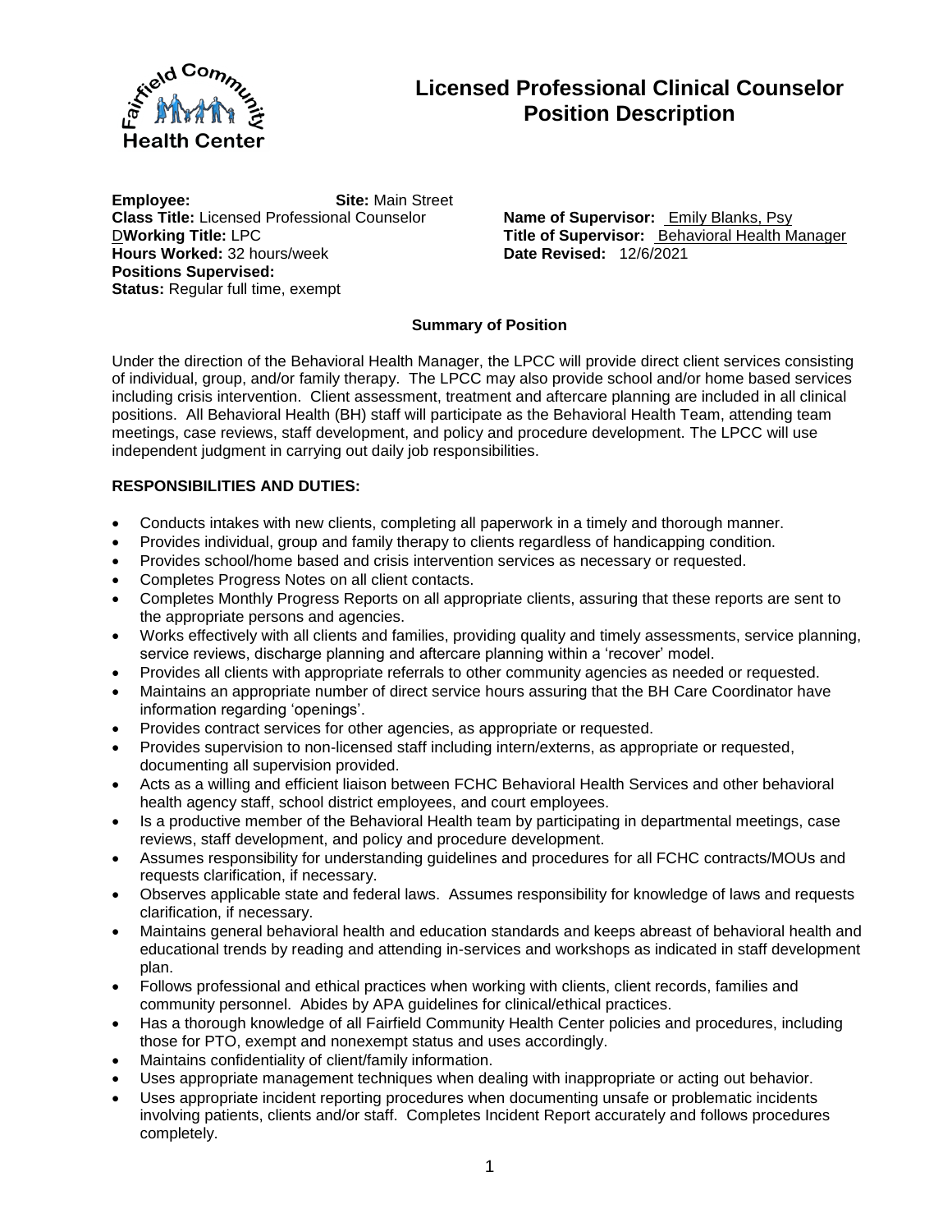# Licensed Professional Clinical Counselor Position Description

**Employee:** **Site:** Main Street
**Class Title:** Licensed Professional Counselor
D**Working Title:** LPC
**Hours Worked:** 32 hours/week
**Positions Supervised:**
**Status:** Regular full time, exempt

**Name of Supervisor:** Emily Blanks, Psy
**Title of Supervisor:** Behavioral Health Manager
**Date Revised:** 12/6/2021

**Summary of Position**

Under the direction of the Behavioral Health Manager, the LPCC will provide direct client services consisting of individual, group, and/or family therapy. The LPCC may also provide school and/or home based services including crisis intervention. Client assessment, treatment and aftercare planning are included in all clinical positions. All Behavioral Health (BH) staff will participate as the Behavioral Health Team, attending team meetings, case reviews, staff development, and policy and procedure development. The LPCC will use independent judgment in carrying out daily job responsibilities.

**RESPONSIBILITIES AND DUTIES:**

- Conducts intakes with new clients, completing all paperwork in a timely and thorough manner.
- Provides individual, group and family therapy to clients regardless of handicapping condition.
- Provides school/home based and crisis intervention services as necessary or requested.
- Completes Progress Notes on all client contacts.
- Completes Monthly Progress Reports on all appropriate clients, assuring that these reports are sent to the appropriate persons and agencies.
- Works effectively with all clients and families, providing quality and timely assessments, service planning, service reviews, discharge planning and aftercare planning within a 'recover' model.
- Provides all clients with appropriate referrals to other community agencies as needed or requested.
- Maintains an appropriate number of direct service hours assuring that the BH Care Coordinator have information regarding 'openings'.
- Provides contract services for other agencies, as appropriate or requested.
- Provides supervision to non-licensed staff including intern/externs, as appropriate or requested, documenting all supervision provided.
- Acts as a willing and efficient liaison between FCHC Behavioral Health Services and other behavioral health agency staff, school district employees, and court employees.
- Is a productive member of the Behavioral Health team by participating in departmental meetings, case reviews, staff development, and policy and procedure development.
- Assumes responsibility for understanding guidelines and procedures for all FCHC contracts/MOUs and requests clarification, if necessary.
- Observes applicable state and federal laws. Assumes responsibility for knowledge of laws and requests clarification, if necessary.
- Maintains general behavioral health and education standards and keeps abreast of behavioral health and educational trends by reading and attending in-services and workshops as indicated in staff development plan.
- Follows professional and ethical practices when working with clients, client records, families and community personnel. Abides by APA guidelines for clinical/ethical practices.
- Has a thorough knowledge of all Fairfield Community Health Center policies and procedures, including those for PTO, exempt and nonexempt status and uses accordingly.
- Maintains confidentiality of client/family information.
- Uses appropriate management techniques when dealing with inappropriate or acting out behavior.
- Uses appropriate incident reporting procedures when documenting unsafe or problematic incidents involving patients, clients and/or staff. Completes Incident Report accurately and follows procedures completely.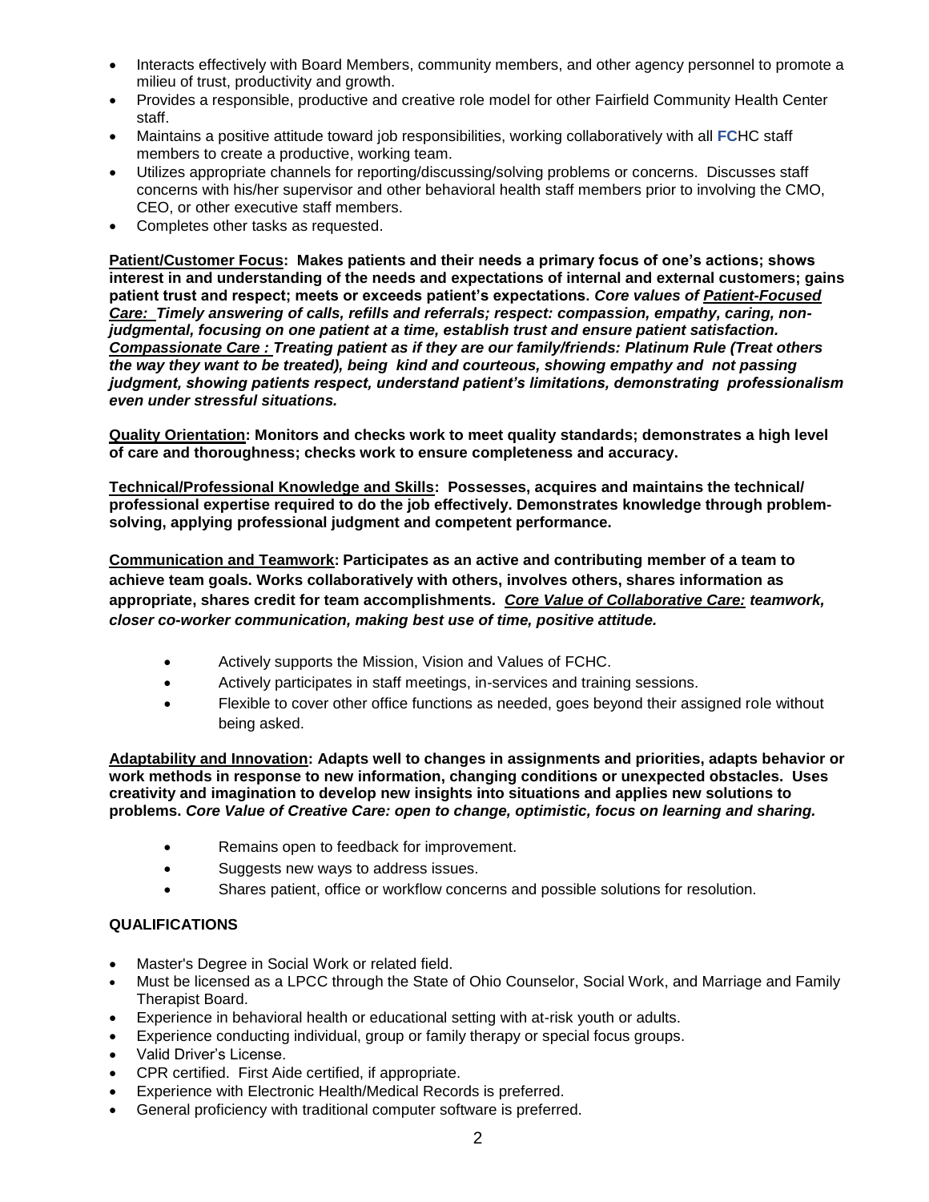- Interacts effectively with Board Members, community members, and other agency personnel to promote a milieu of trust, productivity and growth.
- Provides a responsible, productive and creative role model for other Fairfield Community Health Center staff.
- Maintains a positive attitude toward job responsibilities, working collaboratively with all FCHC staff members to create a productive, working team.
- Utilizes appropriate channels for reporting/discussing/solving problems or concerns. Discusses staff concerns with his/her supervisor and other behavioral health staff members prior to involving the CMO, CEO, or other executive staff members.
- Completes other tasks as requested.

**<u>Patient/Customer Focus</u>: Makes patients and their needs a primary focus of one's actions; shows interest in and understanding of the needs and expectations of internal and external customers; gains patient trust and respect; meets or exceeds patient's expectations.** ***Core values of <u>Patient-Focused Care:</u> Timely answering of calls, refills and referrals; respect: compassion, empathy, caring, non-judgmental, focusing on one patient at a time, establish trust and ensure patient satisfaction. <u>Compassionate Care :</u> Treating patient as if they are our family/friends: Platinum Rule (Treat others the way they want to be treated), being kind and courteous, showing empathy and not passing judgment, showing patients respect, understand patient's limitations, demonstrating professionalism even under stressful situations.***

**<u>Quality Orientation</u>: Monitors and checks work to meet quality standards; demonstrates a high level of care and thoroughness; checks work to ensure completeness and accuracy.**

**<u>Technical/Professional Knowledge and Skills</u>: Possesses, acquires and maintains the technical/ professional expertise required to do the job effectively. Demonstrates knowledge through problem-solving, applying professional judgment and competent performance.**

**<u>Communication and Teamwork</u>: Participates as an active and contributing member of a team to achieve team goals. Works collaboratively with others, involves others, shares information as appropriate, shares credit for team accomplishments.** ***<u>Core Value of Collaborative Care:</u> teamwork, closer co-worker communication, making best use of time, positive attitude.***

- Actively supports the Mission, Vision and Values of FCHC.
- Actively participates in staff meetings, in-services and training sessions.
- Flexible to cover other office functions as needed, goes beyond their assigned role without being asked.

**<u>Adaptability and Innovation</u>: Adapts well to changes in assignments and priorities, adapts behavior or work methods in response to new information, changing conditions or unexpected obstacles. Uses creativity and imagination to develop new insights into situations and applies new solutions to problems.** ***Core Value of Creative Care: open to change, optimistic, focus on learning and sharing.***

- Remains open to feedback for improvement.
- Suggests new ways to address issues.
- Shares patient, office or workflow concerns and possible solutions for resolution.

## QUALIFICATIONS

- Master's Degree in Social Work or related field.
- Must be licensed as a LPCC through the State of Ohio Counselor, Social Work, and Marriage and Family Therapist Board.
- Experience in behavioral health or educational setting with at-risk youth or adults.
- Experience conducting individual, group or family therapy or special focus groups.
- Valid Driver's License.
- CPR certified. First Aide certified, if appropriate.
- Experience with Electronic Health/Medical Records is preferred.
- General proficiency with traditional computer software is preferred.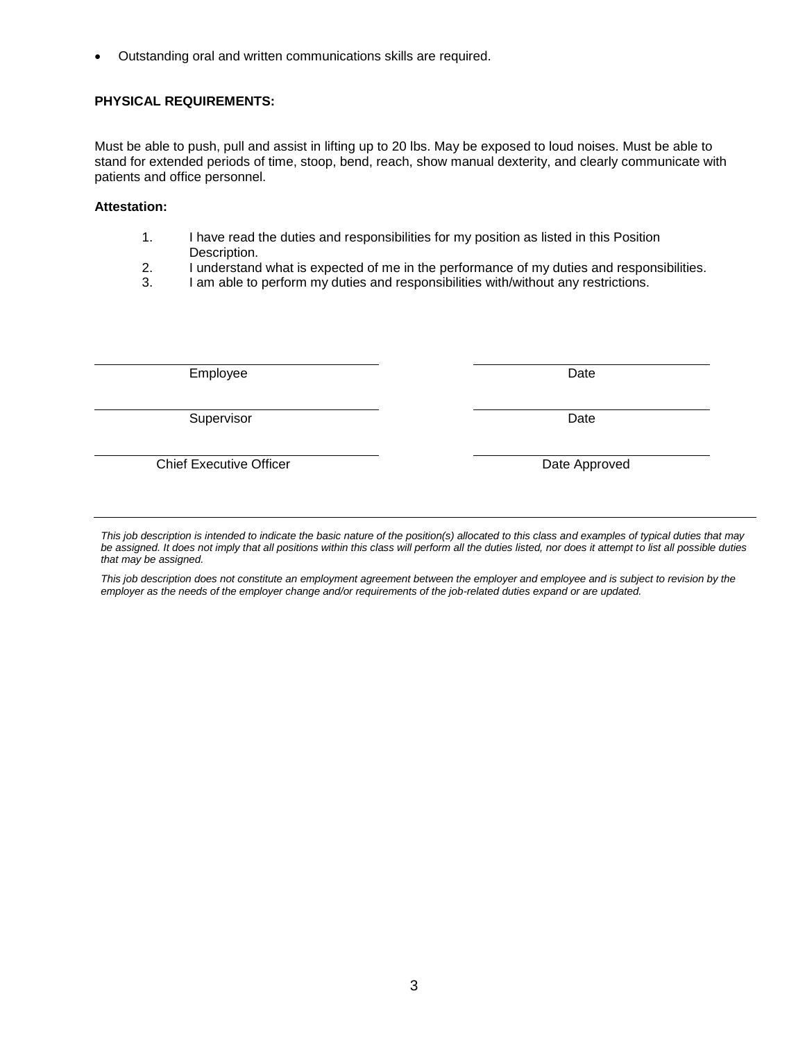- Outstanding oral and written communications skills are required.

**PHYSICAL REQUIREMENTS:**

Must be able to push, pull and assist in lifting up to 20 lbs. May be exposed to loud noises. Must be able to stand for extended periods of time, stoop, bend, reach, show manual dexterity, and clearly communicate with patients and office personnel.

**Attestation:**

1. I have read the duties and responsibilities for my position as listed in this Position Description.
2. I understand what is expected of me in the performance of my duties and responsibilities.
3. I am able to perform my duties and responsibilities with/without any restrictions.

| | |
|---|---|
| \_\_\_\_\_\_\_\_\_\_\_\_\_\_\_\_\_\_\_\_<br>Employee | \_\_\_\_\_\_\_\_\_\_\_\_\_\_\_\_\_\_\_\_<br>Date |
| \_\_\_\_\_\_\_\_\_\_\_\_\_\_\_\_\_\_\_\_<br>Supervisor | \_\_\_\_\_\_\_\_\_\_\_\_\_\_\_\_\_\_\_\_<br>Date |
| \_\_\_\_\_\_\_\_\_\_\_\_\_\_\_\_\_\_\_\_<br>Chief Executive Officer | \_\_\_\_\_\_\_\_\_\_\_\_\_\_\_\_\_\_\_\_<br>Date Approved |

---

*This job description is intended to indicate the basic nature of the position(s) allocated to this class and examples of typical duties that may be assigned. It does not imply that all positions within this class will perform all the duties listed, nor does it attempt to list all possible duties that may be assigned.*

*This job description does not constitute an employment agreement between the employer and employee and is subject to revision by the employer as the needs of the employer change and/or requirements of the job-related duties expand or are updated.*